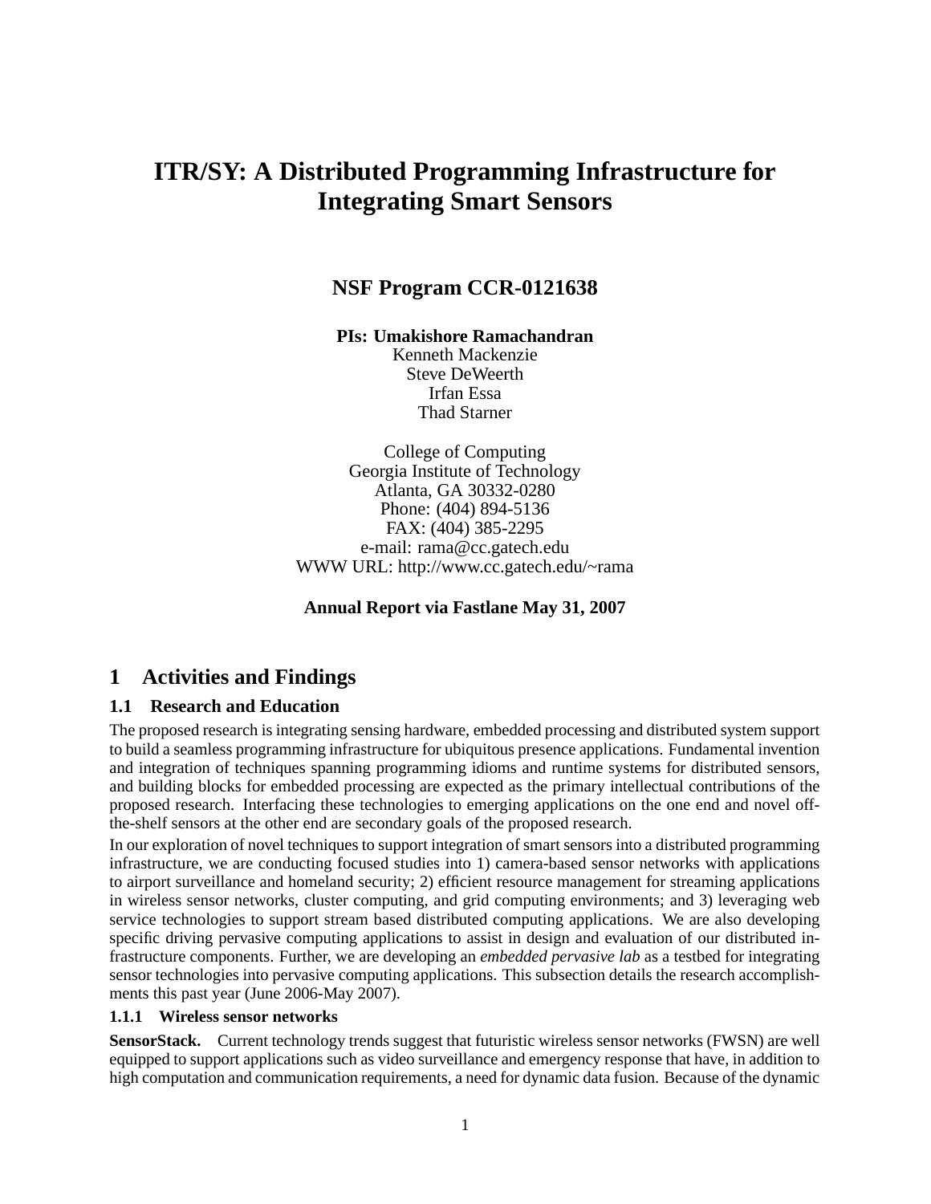# ITR/SY: A Distributed Programming Infrastructure for Integrating Smart Sensors

## NSF Program CCR-0121638

**PIs: Umakishore Ramachandran**
Kenneth Mackenzie
Steve DeWeerth
Irfan Essa
Thad Starner

College of Computing
Georgia Institute of Technology
Atlanta, GA 30332-0280
Phone: (404) 894-5136
FAX: (404) 385-2295
e-mail: rama@cc.gatech.edu
WWW URL: http://www.cc.gatech.edu/~rama

**Annual Report via Fastlane May 31, 2007**

## 1 Activities and Findings

### 1.1 Research and Education

The proposed research is integrating sensing hardware, embedded processing and distributed system support to build a seamless programming infrastructure for ubiquitous presence applications. Fundamental invention and integration of techniques spanning programming idioms and runtime systems for distributed sensors, and building blocks for embedded processing are expected as the primary intellectual contributions of the proposed research. Interfacing these technologies to emerging applications on the one end and novel off-the-shelf sensors at the other end are secondary goals of the proposed research.

In our exploration of novel techniques to support integration of smart sensors into a distributed programming infrastructure, we are conducting focused studies into 1) camera-based sensor networks with applications to airport surveillance and homeland security; 2) efficient resource management for streaming applications in wireless sensor networks, cluster computing, and grid computing environments; and 3) leveraging web service technologies to support stream based distributed computing applications. We are also developing specific driving pervasive computing applications to assist in design and evaluation of our distributed infrastructure components. Further, we are developing an *embedded pervasive lab* as a testbed for integrating sensor technologies into pervasive computing applications. This subsection details the research accomplishments this past year (June 2006-May 2007).

#### 1.1.1 Wireless sensor networks

**SensorStack.** Current technology trends suggest that futuristic wireless sensor networks (FWSN) are well equipped to support applications such as video surveillance and emergency response that have, in addition to high computation and communication requirements, a need for dynamic data fusion. Because of the dynamic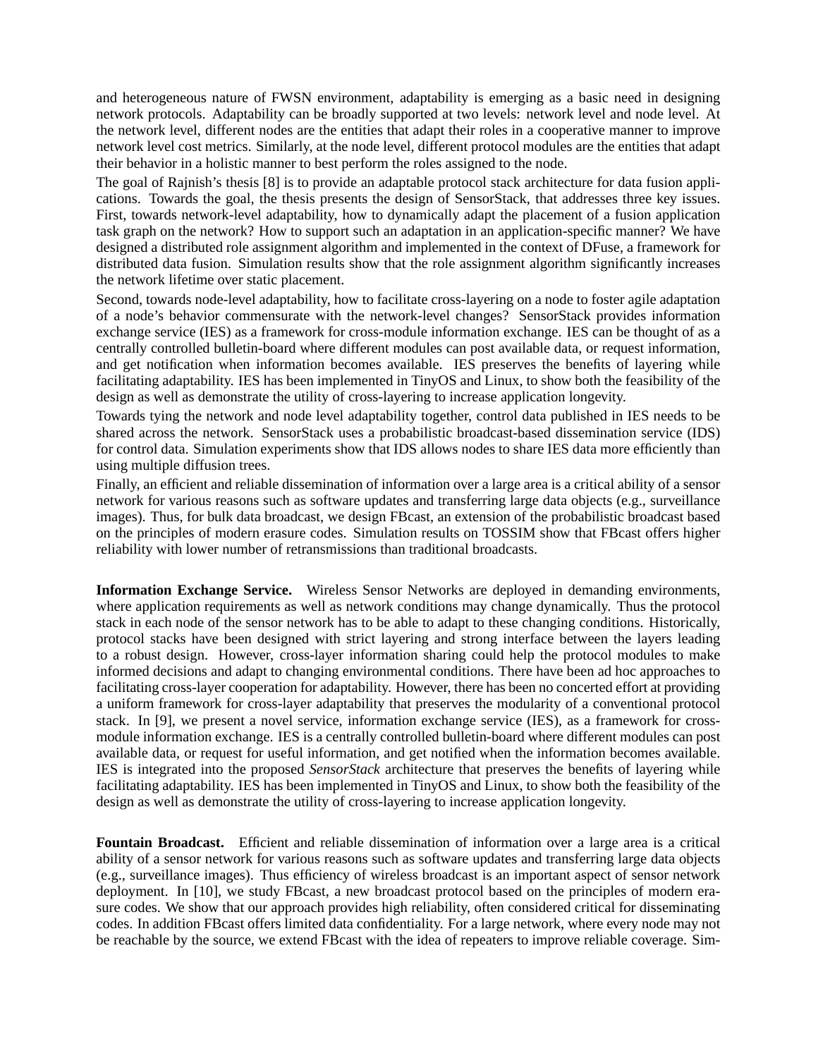and heterogeneous nature of FWSN environment, adaptability is emerging as a basic need in designing network protocols. Adaptability can be broadly supported at two levels: network level and node level. At the network level, different nodes are the entities that adapt their roles in a cooperative manner to improve network level cost metrics. Similarly, at the node level, different protocol modules are the entities that adapt their behavior in a holistic manner to best perform the roles assigned to the node.

The goal of Rajnish's thesis [8] is to provide an adaptable protocol stack architecture for data fusion applications. Towards the goal, the thesis presents the design of SensorStack, that addresses three key issues. First, towards network-level adaptability, how to dynamically adapt the placement of a fusion application task graph on the network? How to support such an adaptation in an application-specific manner? We have designed a distributed role assignment algorithm and implemented in the context of DFuse, a framework for distributed data fusion. Simulation results show that the role assignment algorithm significantly increases the network lifetime over static placement.

Second, towards node-level adaptability, how to facilitate cross-layering on a node to foster agile adaptation of a node's behavior commensurate with the network-level changes? SensorStack provides information exchange service (IES) as a framework for cross-module information exchange. IES can be thought of as a centrally controlled bulletin-board where different modules can post available data, or request information, and get notification when information becomes available. IES preserves the benefits of layering while facilitating adaptability. IES has been implemented in TinyOS and Linux, to show both the feasibility of the design as well as demonstrate the utility of cross-layering to increase application longevity.

Towards tying the network and node level adaptability together, control data published in IES needs to be shared across the network. SensorStack uses a probabilistic broadcast-based dissemination service (IDS) for control data. Simulation experiments show that IDS allows nodes to share IES data more efficiently than using multiple diffusion trees.

Finally, an efficient and reliable dissemination of information over a large area is a critical ability of a sensor network for various reasons such as software updates and transferring large data objects (e.g., surveillance images). Thus, for bulk data broadcast, we design FBcast, an extension of the probabilistic broadcast based on the principles of modern erasure codes. Simulation results on TOSSIM show that FBcast offers higher reliability with lower number of retransmissions than traditional broadcasts.

**Information Exchange Service.** Wireless Sensor Networks are deployed in demanding environments, where application requirements as well as network conditions may change dynamically. Thus the protocol stack in each node of the sensor network has to be able to adapt to these changing conditions. Historically, protocol stacks have been designed with strict layering and strong interface between the layers leading to a robust design. However, cross-layer information sharing could help the protocol modules to make informed decisions and adapt to changing environmental conditions. There have been ad hoc approaches to facilitating cross-layer cooperation for adaptability. However, there has been no concerted effort at providing a uniform framework for cross-layer adaptability that preserves the modularity of a conventional protocol stack. In [9], we present a novel service, information exchange service (IES), as a framework for cross-module information exchange. IES is a centrally controlled bulletin-board where different modules can post available data, or request for useful information, and get notified when the information becomes available. IES is integrated into the proposed *SensorStack* architecture that preserves the benefits of layering while facilitating adaptability. IES has been implemented in TinyOS and Linux, to show both the feasibility of the design as well as demonstrate the utility of cross-layering to increase application longevity.

**Fountain Broadcast.** Efficient and reliable dissemination of information over a large area is a critical ability of a sensor network for various reasons such as software updates and transferring large data objects (e.g., surveillance images). Thus efficiency of wireless broadcast is an important aspect of sensor network deployment. In [10], we study FBcast, a new broadcast protocol based on the principles of modern erasure codes. We show that our approach provides high reliability, often considered critical for disseminating codes. In addition FBcast offers limited data confidentiality. For a large network, where every node may not be reachable by the source, we extend FBcast with the idea of repeaters to improve reliable coverage. Sim-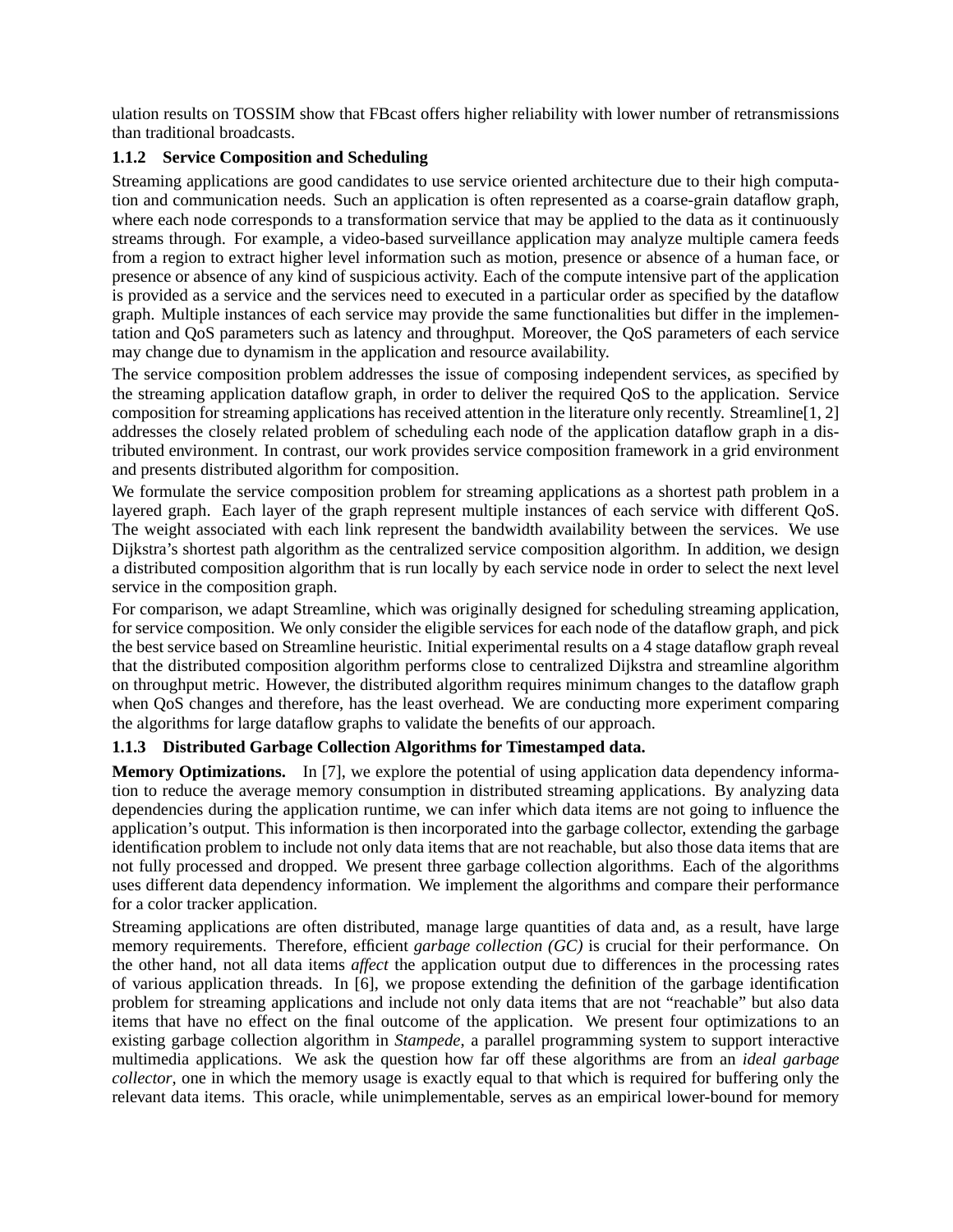ulation results on TOSSIM show that FBcast offers higher reliability with lower number of retransmissions than traditional broadcasts.

### 1.1.2 Service Composition and Scheduling

Streaming applications are good candidates to use service oriented architecture due to their high computation and communication needs. Such an application is often represented as a coarse-grain dataflow graph, where each node corresponds to a transformation service that may be applied to the data as it continuously streams through. For example, a video-based surveillance application may analyze multiple camera feeds from a region to extract higher level information such as motion, presence or absence of a human face, or presence or absence of any kind of suspicious activity. Each of the compute intensive part of the application is provided as a service and the services need to executed in a particular order as specified by the dataflow graph. Multiple instances of each service may provide the same functionalities but differ in the implementation and QoS parameters such as latency and throughput. Moreover, the QoS parameters of each service may change due to dynamism in the application and resource availability.

The service composition problem addresses the issue of composing independent services, as specified by the streaming application dataflow graph, in order to deliver the required QoS to the application. Service composition for streaming applications has received attention in the literature only recently. Streamline[1, 2] addresses the closely related problem of scheduling each node of the application dataflow graph in a distributed environment. In contrast, our work provides service composition framework in a grid environment and presents distributed algorithm for composition.

We formulate the service composition problem for streaming applications as a shortest path problem in a layered graph. Each layer of the graph represent multiple instances of each service with different QoS. The weight associated with each link represent the bandwidth availability between the services. We use Dijkstra's shortest path algorithm as the centralized service composition algorithm. In addition, we design a distributed composition algorithm that is run locally by each service node in order to select the next level service in the composition graph.

For comparison, we adapt Streamline, which was originally designed for scheduling streaming application, for service composition. We only consider the eligible services for each node of the dataflow graph, and pick the best service based on Streamline heuristic. Initial experimental results on a 4 stage dataflow graph reveal that the distributed composition algorithm performs close to centralized Dijkstra and streamline algorithm on throughput metric. However, the distributed algorithm requires minimum changes to the dataflow graph when QoS changes and therefore, has the least overhead. We are conducting more experiment comparing the algorithms for large dataflow graphs to validate the benefits of our approach.

### 1.1.3 Distributed Garbage Collection Algorithms for Timestamped data.

**Memory Optimizations.** In [7], we explore the potential of using application data dependency information to reduce the average memory consumption in distributed streaming applications. By analyzing data dependencies during the application runtime, we can infer which data items are not going to influence the application's output. This information is then incorporated into the garbage collector, extending the garbage identification problem to include not only data items that are not reachable, but also those data items that are not fully processed and dropped. We present three garbage collection algorithms. Each of the algorithms uses different data dependency information. We implement the algorithms and compare their performance for a color tracker application.

Streaming applications are often distributed, manage large quantities of data and, as a result, have large memory requirements. Therefore, efficient *garbage collection (GC)* is crucial for their performance. On the other hand, not all data items *affect* the application output due to differences in the processing rates of various application threads. In [6], we propose extending the definition of the garbage identification problem for streaming applications and include not only data items that are not "reachable" but also data items that have no effect on the final outcome of the application. We present four optimizations to an existing garbage collection algorithm in *Stampede*, a parallel programming system to support interactive multimedia applications. We ask the question how far off these algorithms are from an *ideal garbage collector*, one in which the memory usage is exactly equal to that which is required for buffering only the relevant data items. This oracle, while unimplementable, serves as an empirical lower-bound for memory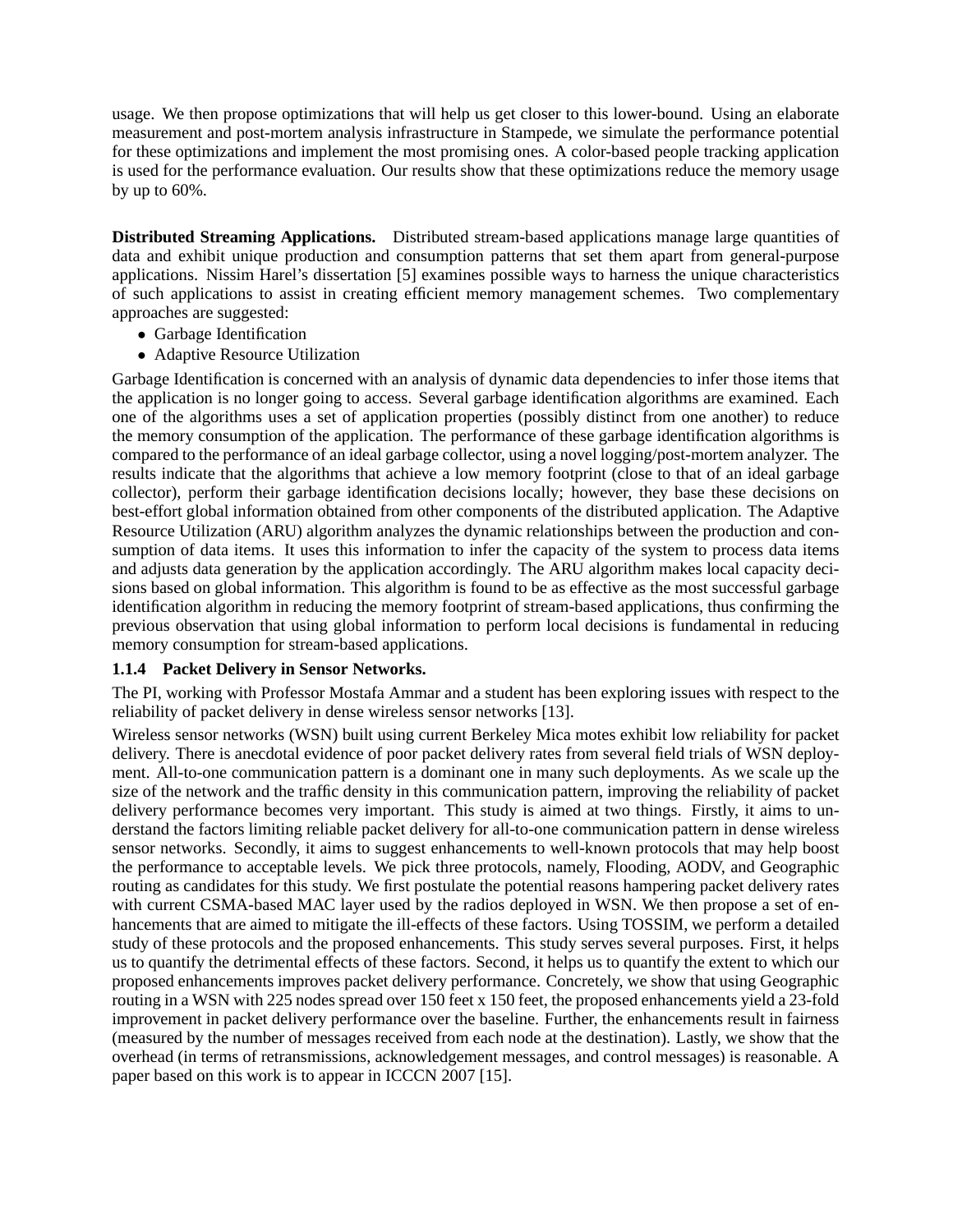usage. We then propose optimizations that will help us get closer to this lower-bound. Using an elaborate measurement and post-mortem analysis infrastructure in Stampede, we simulate the performance potential for these optimizations and implement the most promising ones. A color-based people tracking application is used for the performance evaluation. Our results show that these optimizations reduce the memory usage by up to 60%.

**Distributed Streaming Applications.** Distributed stream-based applications manage large quantities of data and exhibit unique production and consumption patterns that set them apart from general-purpose applications. Nissim Harel's dissertation [5] examines possible ways to harness the unique characteristics of such applications to assist in creating efficient memory management schemes. Two complementary approaches are suggested:

- Garbage Identification
- Adaptive Resource Utilization

Garbage Identification is concerned with an analysis of dynamic data dependencies to infer those items that the application is no longer going to access. Several garbage identification algorithms are examined. Each one of the algorithms uses a set of application properties (possibly distinct from one another) to reduce the memory consumption of the application. The performance of these garbage identification algorithms is compared to the performance of an ideal garbage collector, using a novel logging/post-mortem analyzer. The results indicate that the algorithms that achieve a low memory footprint (close to that of an ideal garbage collector), perform their garbage identification decisions locally; however, they base these decisions on best-effort global information obtained from other components of the distributed application. The Adaptive Resource Utilization (ARU) algorithm analyzes the dynamic relationships between the production and consumption of data items. It uses this information to infer the capacity of the system to process data items and adjusts data generation by the application accordingly. The ARU algorithm makes local capacity decisions based on global information. This algorithm is found to be as effective as the most successful garbage identification algorithm in reducing the memory footprint of stream-based applications, thus confirming the previous observation that using global information to perform local decisions is fundamental in reducing memory consumption for stream-based applications.

### 1.1.4 Packet Delivery in Sensor Networks.

The PI, working with Professor Mostafa Ammar and a student has been exploring issues with respect to the reliability of packet delivery in dense wireless sensor networks [13].

Wireless sensor networks (WSN) built using current Berkeley Mica motes exhibit low reliability for packet delivery. There is anecdotal evidence of poor packet delivery rates from several field trials of WSN deployment. All-to-one communication pattern is a dominant one in many such deployments. As we scale up the size of the network and the traffic density in this communication pattern, improving the reliability of packet delivery performance becomes very important. This study is aimed at two things. Firstly, it aims to understand the factors limiting reliable packet delivery for all-to-one communication pattern in dense wireless sensor networks. Secondly, it aims to suggest enhancements to well-known protocols that may help boost the performance to acceptable levels. We pick three protocols, namely, Flooding, AODV, and Geographic routing as candidates for this study. We first postulate the potential reasons hampering packet delivery rates with current CSMA-based MAC layer used by the radios deployed in WSN. We then propose a set of enhancements that are aimed to mitigate the ill-effects of these factors. Using TOSSIM, we perform a detailed study of these protocols and the proposed enhancements. This study serves several purposes. First, it helps us to quantify the detrimental effects of these factors. Second, it helps us to quantify the extent to which our proposed enhancements improves packet delivery performance. Concretely, we show that using Geographic routing in a WSN with 225 nodes spread over 150 feet x 150 feet, the proposed enhancements yield a 23-fold improvement in packet delivery performance over the baseline. Further, the enhancements result in fairness (measured by the number of messages received from each node at the destination). Lastly, we show that the overhead (in terms of retransmissions, acknowledgement messages, and control messages) is reasonable. A paper based on this work is to appear in ICCCN 2007 [15].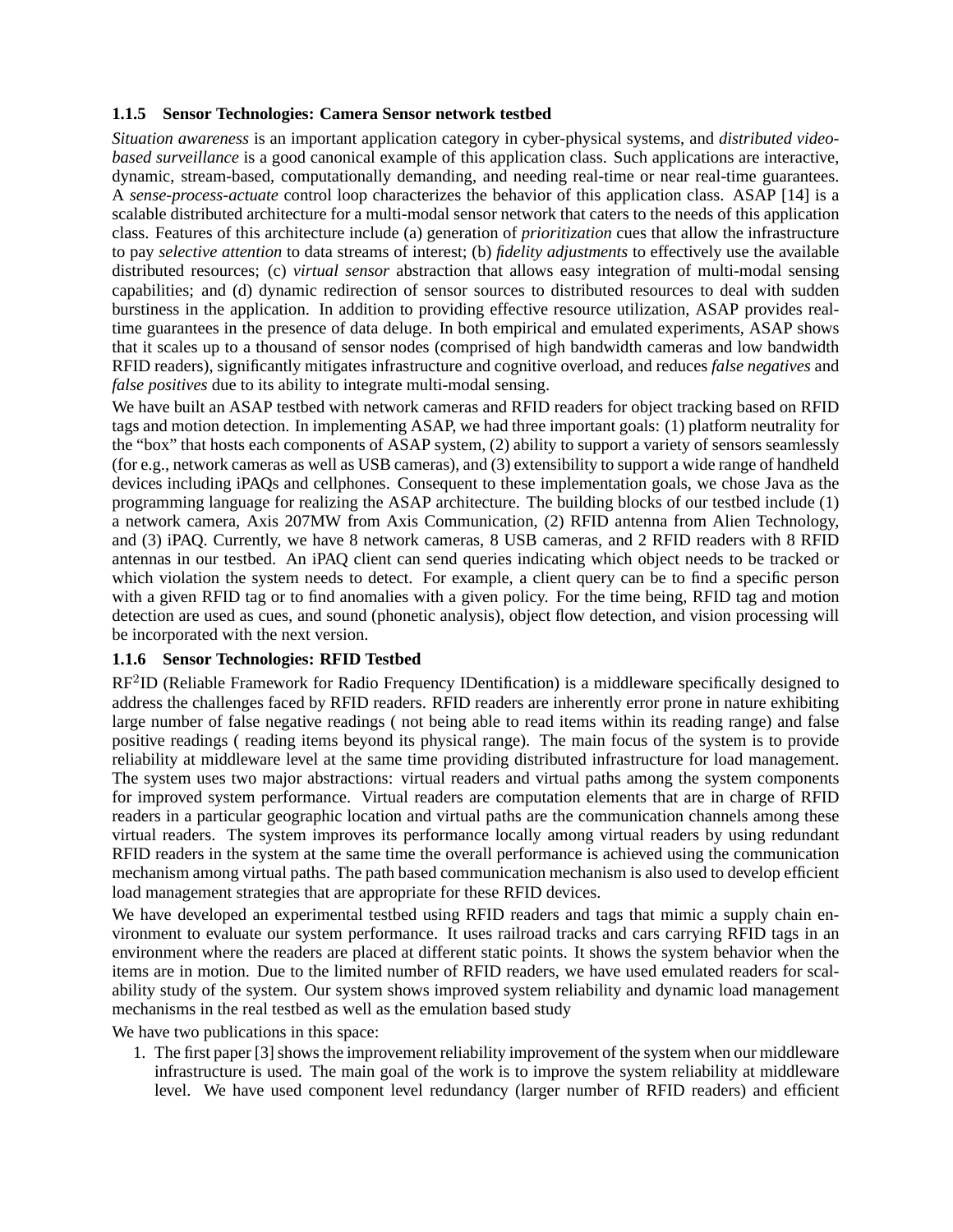### 1.1.5 Sensor Technologies: Camera Sensor network testbed

*Situation awareness* is an important application category in cyber-physical systems, and *distributed video-based surveillance* is a good canonical example of this application class. Such applications are interactive, dynamic, stream-based, computationally demanding, and needing real-time or near real-time guarantees. A *sense-process-actuate* control loop characterizes the behavior of this application class. ASAP [14] is a scalable distributed architecture for a multi-modal sensor network that caters to the needs of this application class. Features of this architecture include (a) generation of *prioritization* cues that allow the infrastructure to pay *selective attention* to data streams of interest; (b) *fidelity adjustments* to effectively use the available distributed resources; (c) *virtual sensor* abstraction that allows easy integration of multi-modal sensing capabilities; and (d) dynamic redirection of sensor sources to distributed resources to deal with sudden burstiness in the application. In addition to providing effective resource utilization, ASAP provides real-time guarantees in the presence of data deluge. In both empirical and emulated experiments, ASAP shows that it scales up to a thousand of sensor nodes (comprised of high bandwidth cameras and low bandwidth RFID readers), significantly mitigates infrastructure and cognitive overload, and reduces *false negatives* and *false positives* due to its ability to integrate multi-modal sensing.

We have built an ASAP testbed with network cameras and RFID readers for object tracking based on RFID tags and motion detection. In implementing ASAP, we had three important goals: (1) platform neutrality for the "box" that hosts each components of ASAP system, (2) ability to support a variety of sensors seamlessly (for e.g., network cameras as well as USB cameras), and (3) extensibility to support a wide range of handheld devices including iPAQs and cellphones. Consequent to these implementation goals, we chose Java as the programming language for realizing the ASAP architecture. The building blocks of our testbed include (1) a network camera, Axis 207MW from Axis Communication, (2) RFID antenna from Alien Technology, and (3) iPAQ. Currently, we have 8 network cameras, 8 USB cameras, and 2 RFID readers with 8 RFID antennas in our testbed. An iPAQ client can send queries indicating which object needs to be tracked or which violation the system needs to detect. For example, a client query can be to find a specific person with a given RFID tag or to find anomalies with a given policy. For the time being, RFID tag and motion detection are used as cues, and sound (phonetic analysis), object flow detection, and vision processing will be incorporated with the next version.

### 1.1.6 Sensor Technologies: RFID Testbed

RF$^2$ID (Reliable Framework for Radio Frequency IDentification) is a middleware specifically designed to address the challenges faced by RFID readers. RFID readers are inherently error prone in nature exhibiting large number of false negative readings ( not being able to read items within its reading range) and false positive readings ( reading items beyond its physical range). The main focus of the system is to provide reliability at middleware level at the same time providing distributed infrastructure for load management. The system uses two major abstractions: virtual readers and virtual paths among the system components for improved system performance. Virtual readers are computation elements that are in charge of RFID readers in a particular geographic location and virtual paths are the communication channels among these virtual readers. The system improves its performance locally among virtual readers by using redundant RFID readers in the system at the same time the overall performance is achieved using the communication mechanism among virtual paths. The path based communication mechanism is also used to develop efficient load management strategies that are appropriate for these RFID devices.

We have developed an experimental testbed using RFID readers and tags that mimic a supply chain environment to evaluate our system performance. It uses railroad tracks and cars carrying RFID tags in an environment where the readers are placed at different static points. It shows the system behavior when the items are in motion. Due to the limited number of RFID readers, we have used emulated readers for scalability study of the system. Our system shows improved system reliability and dynamic load management mechanisms in the real testbed as well as the emulation based study

We have two publications in this space:

1. The first paper [3] shows the improvement reliability improvement of the system when our middleware infrastructure is used. The main goal of the work is to improve the system reliability at middleware level. We have used component level redundancy (larger number of RFID readers) and efficient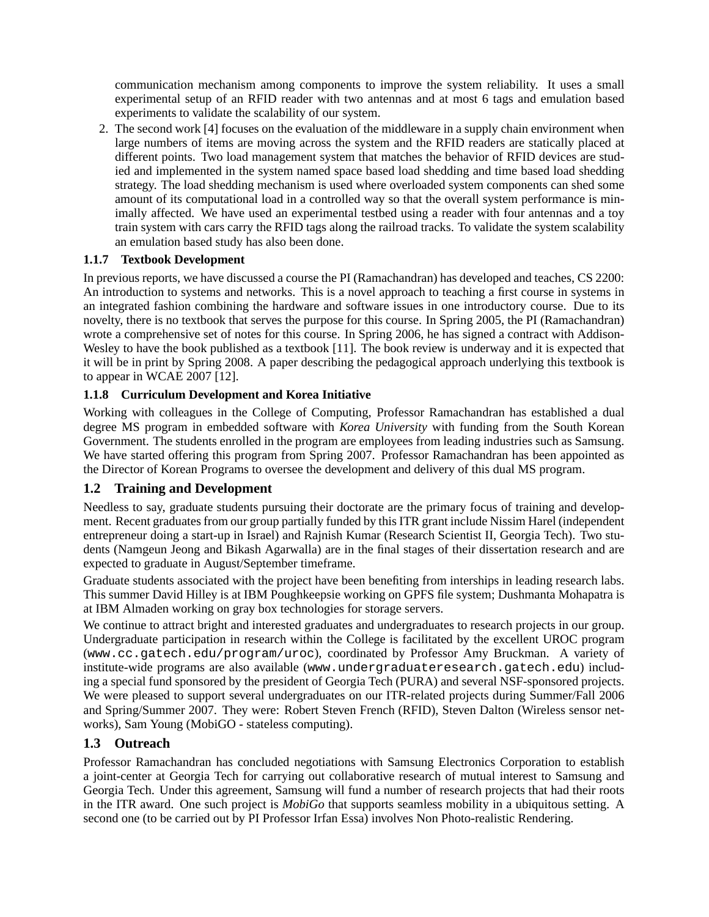communication mechanism among components to improve the system reliability. It uses a small experimental setup of an RFID reader with two antennas and at most 6 tags and emulation based experiments to validate the scalability of our system.

2. The second work [4] focuses on the evaluation of the middleware in a supply chain environment when large numbers of items are moving across the system and the RFID readers are statically placed at different points. Two load management system that matches the behavior of RFID devices are studied and implemented in the system named space based load shedding and time based load shedding strategy. The load shedding mechanism is used where overloaded system components can shed some amount of its computational load in a controlled way so that the overall system performance is minimally affected. We have used an experimental testbed using a reader with four antennas and a toy train system with cars carry the RFID tags along the railroad tracks. To validate the system scalability an emulation based study has also been done.

### 1.1.7 Textbook Development

In previous reports, we have discussed a course the PI (Ramachandran) has developed and teaches, CS 2200: An introduction to systems and networks. This is a novel approach to teaching a first course in systems in an integrated fashion combining the hardware and software issues in one introductory course. Due to its novelty, there is no textbook that serves the purpose for this course. In Spring 2005, the PI (Ramachandran) wrote a comprehensive set of notes for this course. In Spring 2006, he has signed a contract with Addison-Wesley to have the book published as a textbook [11]. The book review is underway and it is expected that it will be in print by Spring 2008. A paper describing the pedagogical approach underlying this textbook is to appear in WCAE 2007 [12].

### 1.1.8 Curriculum Development and Korea Initiative

Working with colleagues in the College of Computing, Professor Ramachandran has established a dual degree MS program in embedded software with *Korea University* with funding from the South Korean Government. The students enrolled in the program are employees from leading industries such as Samsung. We have started offering this program from Spring 2007. Professor Ramachandran has been appointed as the Director of Korean Programs to oversee the development and delivery of this dual MS program.

## 1.2 Training and Development

Needless to say, graduate students pursuing their doctorate are the primary focus of training and development. Recent graduates from our group partially funded by this ITR grant include Nissim Harel (independent entrepreneur doing a start-up in Israel) and Rajnish Kumar (Research Scientist II, Georgia Tech). Two students (Namgeun Jeong and Bikash Agarwalla) are in the final stages of their dissertation research and are expected to graduate in August/September timeframe.

Graduate students associated with the project have been benefiting from interships in leading research labs. This summer David Hilley is at IBM Poughkeepsie working on GPFS file system; Dushmanta Mohapatra is at IBM Almaden working on gray box technologies for storage servers.

We continue to attract bright and interested graduates and undergraduates to research projects in our group. Undergraduate participation in research within the College is facilitated by the excellent UROC program (`www.cc.gatech.edu/program/uroc`), coordinated by Professor Amy Bruckman. A variety of institute-wide programs are also available (`www.undergraduateresearch.gatech.edu`) including a special fund sponsored by the president of Georgia Tech (PURA) and several NSF-sponsored projects. We were pleased to support several undergraduates on our ITR-related projects during Summer/Fall 2006 and Spring/Summer 2007. They were: Robert Steven French (RFID), Steven Dalton (Wireless sensor networks), Sam Young (MobiGO - stateless computing).

## 1.3 Outreach

Professor Ramachandran has concluded negotiations with Samsung Electronics Corporation to establish a joint-center at Georgia Tech for carrying out collaborative research of mutual interest to Samsung and Georgia Tech. Under this agreement, Samsung will fund a number of research projects that had their roots in the ITR award. One such project is *MobiGo* that supports seamless mobility in a ubiquitous setting. A second one (to be carried out by PI Professor Irfan Essa) involves Non Photo-realistic Rendering.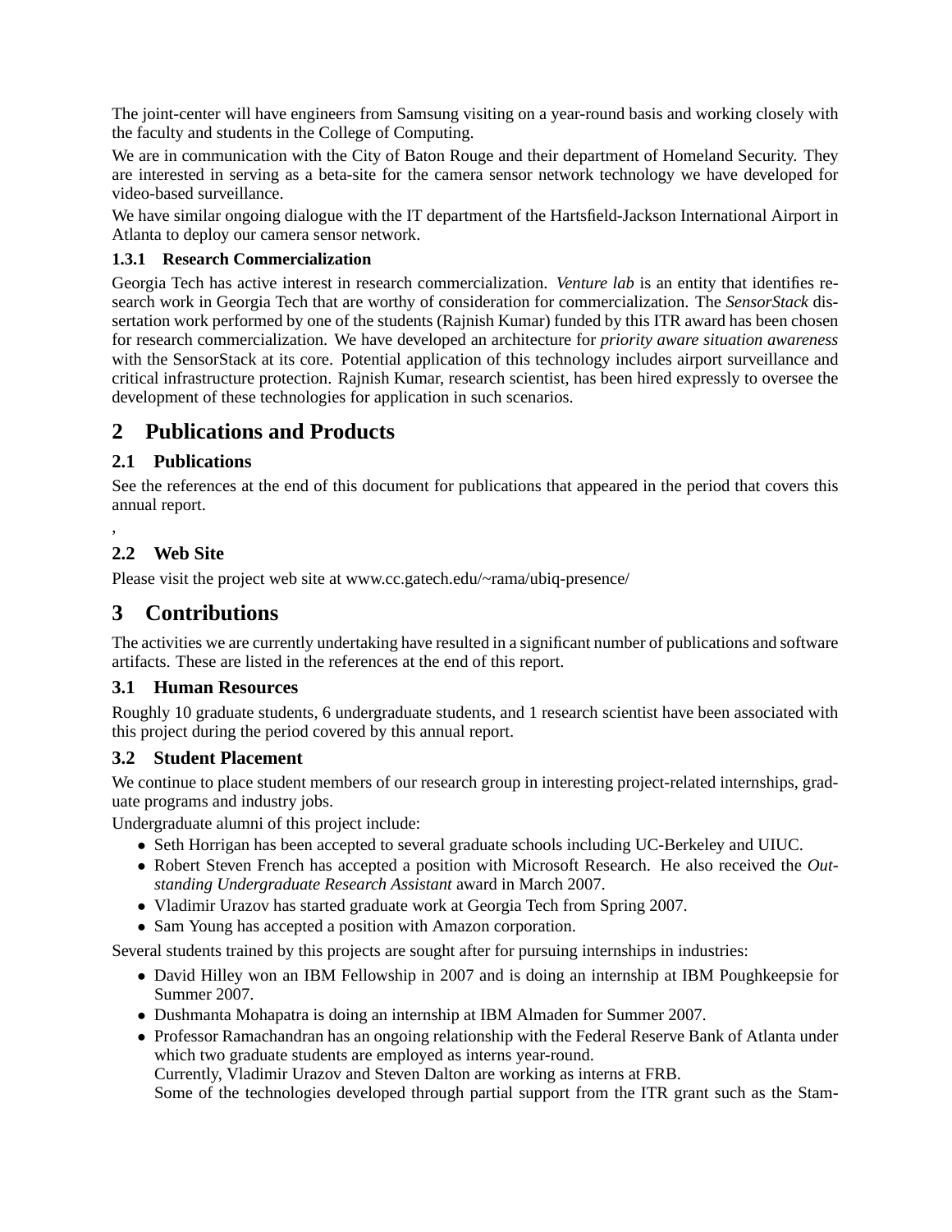The joint-center will have engineers from Samsung visiting on a year-round basis and working closely with the faculty and students in the College of Computing.

We are in communication with the City of Baton Rouge and their department of Homeland Security. They are interested in serving as a beta-site for the camera sensor network technology we have developed for video-based surveillance.

We have similar ongoing dialogue with the IT department of the Hartsfield-Jackson International Airport in Atlanta to deploy our camera sensor network.

### 1.3.1 Research Commercialization

Georgia Tech has active interest in research commercialization. *Venture lab* is an entity that identifies research work in Georgia Tech that are worthy of consideration for commercialization. The *SensorStack* dissertation work performed by one of the students (Rajnish Kumar) funded by this ITR award has been chosen for research commercialization. We have developed an architecture for *priority aware situation awareness* with the SensorStack at its core. Potential application of this technology includes airport surveillance and critical infrastructure protection. Rajnish Kumar, research scientist, has been hired expressly to oversee the development of these technologies for application in such scenarios.

# 2 Publications and Products

## 2.1 Publications

See the references at the end of this document for publications that appeared in the period that covers this annual report.

,

## 2.2 Web Site

Please visit the project web site at www.cc.gatech.edu/~rama/ubiq-presence/

# 3 Contributions

The activities we are currently undertaking have resulted in a significant number of publications and software artifacts. These are listed in the references at the end of this report.

## 3.1 Human Resources

Roughly 10 graduate students, 6 undergraduate students, and 1 research scientist have been associated with this project during the period covered by this annual report.

## 3.2 Student Placement

We continue to place student members of our research group in interesting project-related internships, graduate programs and industry jobs.

Undergraduate alumni of this project include:

- Seth Horrigan has been accepted to several graduate schools including UC-Berkeley and UIUC.
- Robert Steven French has accepted a position with Microsoft Research. He also received the *Outstanding Undergraduate Research Assistant* award in March 2007.
- Vladimir Urazov has started graduate work at Georgia Tech from Spring 2007.
- Sam Young has accepted a position with Amazon corporation.

Several students trained by this projects are sought after for pursuing internships in industries:

- David Hilley won an IBM Fellowship in 2007 and is doing an internship at IBM Poughkeepsie for Summer 2007.
- Dushmanta Mohapatra is doing an internship at IBM Almaden for Summer 2007.
- Professor Ramachandran has an ongoing relationship with the Federal Reserve Bank of Atlanta under which two graduate students are employed as interns year-round.
  Currently, Vladimir Urazov and Steven Dalton are working as interns at FRB.
  Some of the technologies developed through partial support from the ITR grant such as the Stam-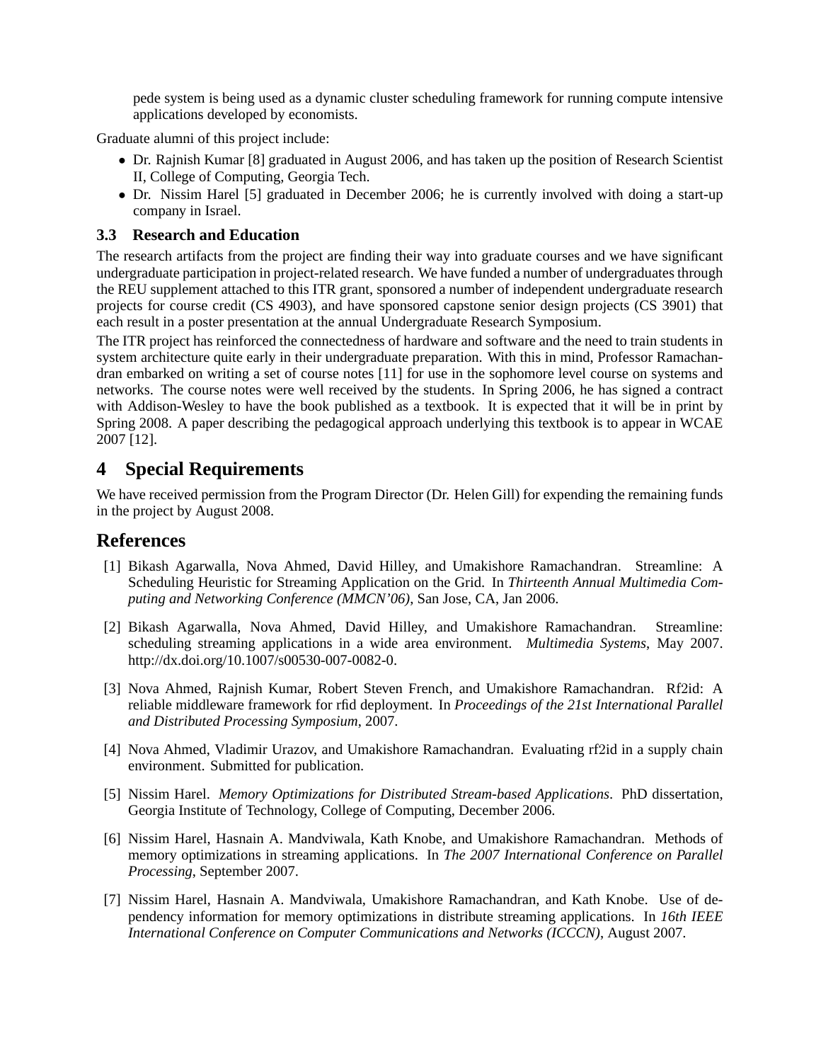pede system is being used as a dynamic cluster scheduling framework for running compute intensive applications developed by economists.

Graduate alumni of this project include:

- Dr. Rajnish Kumar [8] graduated in August 2006, and has taken up the position of Research Scientist II, College of Computing, Georgia Tech.
- Dr. Nissim Harel [5] graduated in December 2006; he is currently involved with doing a start-up company in Israel.

### 3.3 Research and Education

The research artifacts from the project are finding their way into graduate courses and we have significant undergraduate participation in project-related research. We have funded a number of undergraduates through the REU supplement attached to this ITR grant, sponsored a number of independent undergraduate research projects for course credit (CS 4903), and have sponsored capstone senior design projects (CS 3901) that each result in a poster presentation at the annual Undergraduate Research Symposium.

The ITR project has reinforced the connectedness of hardware and software and the need to train students in system architecture quite early in their undergraduate preparation. With this in mind, Professor Ramachandran embarked on writing a set of course notes [11] for use in the sophomore level course on systems and networks. The course notes were well received by the students. In Spring 2006, he has signed a contract with Addison-Wesley to have the book published as a textbook. It is expected that it will be in print by Spring 2008. A paper describing the pedagogical approach underlying this textbook is to appear in WCAE 2007 [12].

## 4 Special Requirements

We have received permission from the Program Director (Dr. Helen Gill) for expending the remaining funds in the project by August 2008.

## References

[1] Bikash Agarwalla, Nova Ahmed, David Hilley, and Umakishore Ramachandran. Streamline: A Scheduling Heuristic for Streaming Application on the Grid. In *Thirteenth Annual Multimedia Computing and Networking Conference (MMCN'06)*, San Jose, CA, Jan 2006.

[2] Bikash Agarwalla, Nova Ahmed, David Hilley, and Umakishore Ramachandran. Streamline: scheduling streaming applications in a wide area environment. *Multimedia Systems*, May 2007. http://dx.doi.org/10.1007/s00530-007-0082-0.

[3] Nova Ahmed, Rajnish Kumar, Robert Steven French, and Umakishore Ramachandran. Rf2id: A reliable middleware framework for rfid deployment. In *Proceedings of the 21st International Parallel and Distributed Processing Symposium*, 2007.

[4] Nova Ahmed, Vladimir Urazov, and Umakishore Ramachandran. Evaluating rf2id in a supply chain environment. Submitted for publication.

[5] Nissim Harel. *Memory Optimizations for Distributed Stream-based Applications*. PhD dissertation, Georgia Institute of Technology, College of Computing, December 2006.

[6] Nissim Harel, Hasnain A. Mandviwala, Kath Knobe, and Umakishore Ramachandran. Methods of memory optimizations in streaming applications. In *The 2007 International Conference on Parallel Processing*, September 2007.

[7] Nissim Harel, Hasnain A. Mandviwala, Umakishore Ramachandran, and Kath Knobe. Use of dependency information for memory optimizations in distribute streaming applications. In *16th IEEE International Conference on Computer Communications and Networks (ICCCN)*, August 2007.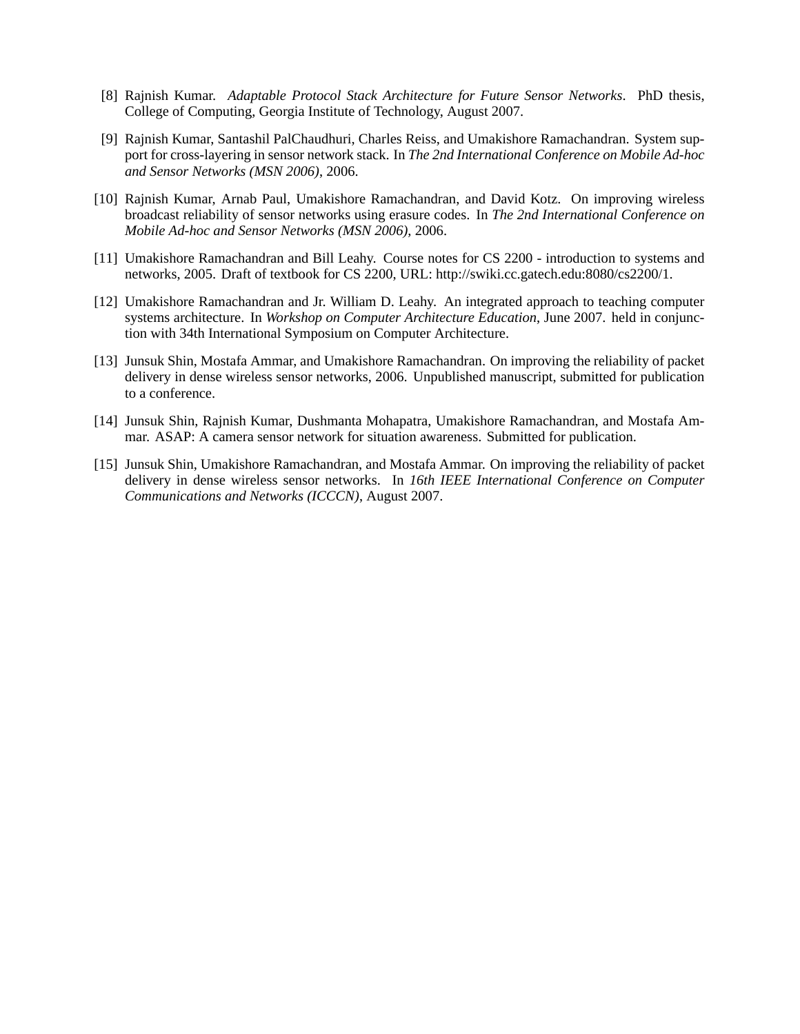[8] Rajnish Kumar. *Adaptable Protocol Stack Architecture for Future Sensor Networks*. PhD thesis, College of Computing, Georgia Institute of Technology, August 2007.

[9] Rajnish Kumar, Santashil PalChaudhuri, Charles Reiss, and Umakishore Ramachandran. System support for cross-layering in sensor network stack. In *The 2nd International Conference on Mobile Ad-hoc and Sensor Networks (MSN 2006)*, 2006.

[10] Rajnish Kumar, Arnab Paul, Umakishore Ramachandran, and David Kotz. On improving wireless broadcast reliability of sensor networks using erasure codes. In *The 2nd International Conference on Mobile Ad-hoc and Sensor Networks (MSN 2006)*, 2006.

[11] Umakishore Ramachandran and Bill Leahy. Course notes for CS 2200 - introduction to systems and networks, 2005. Draft of textbook for CS 2200, URL: http://swiki.cc.gatech.edu:8080/cs2200/1.

[12] Umakishore Ramachandran and Jr. William D. Leahy. An integrated approach to teaching computer systems architecture. In *Workshop on Computer Architecture Education*, June 2007. held in conjunction with 34th International Symposium on Computer Architecture.

[13] Junsuk Shin, Mostafa Ammar, and Umakishore Ramachandran. On improving the reliability of packet delivery in dense wireless sensor networks, 2006. Unpublished manuscript, submitted for publication to a conference.

[14] Junsuk Shin, Rajnish Kumar, Dushmanta Mohapatra, Umakishore Ramachandran, and Mostafa Ammar. ASAP: A camera sensor network for situation awareness. Submitted for publication.

[15] Junsuk Shin, Umakishore Ramachandran, and Mostafa Ammar. On improving the reliability of packet delivery in dense wireless sensor networks. In *16th IEEE International Conference on Computer Communications and Networks (ICCCN)*, August 2007.